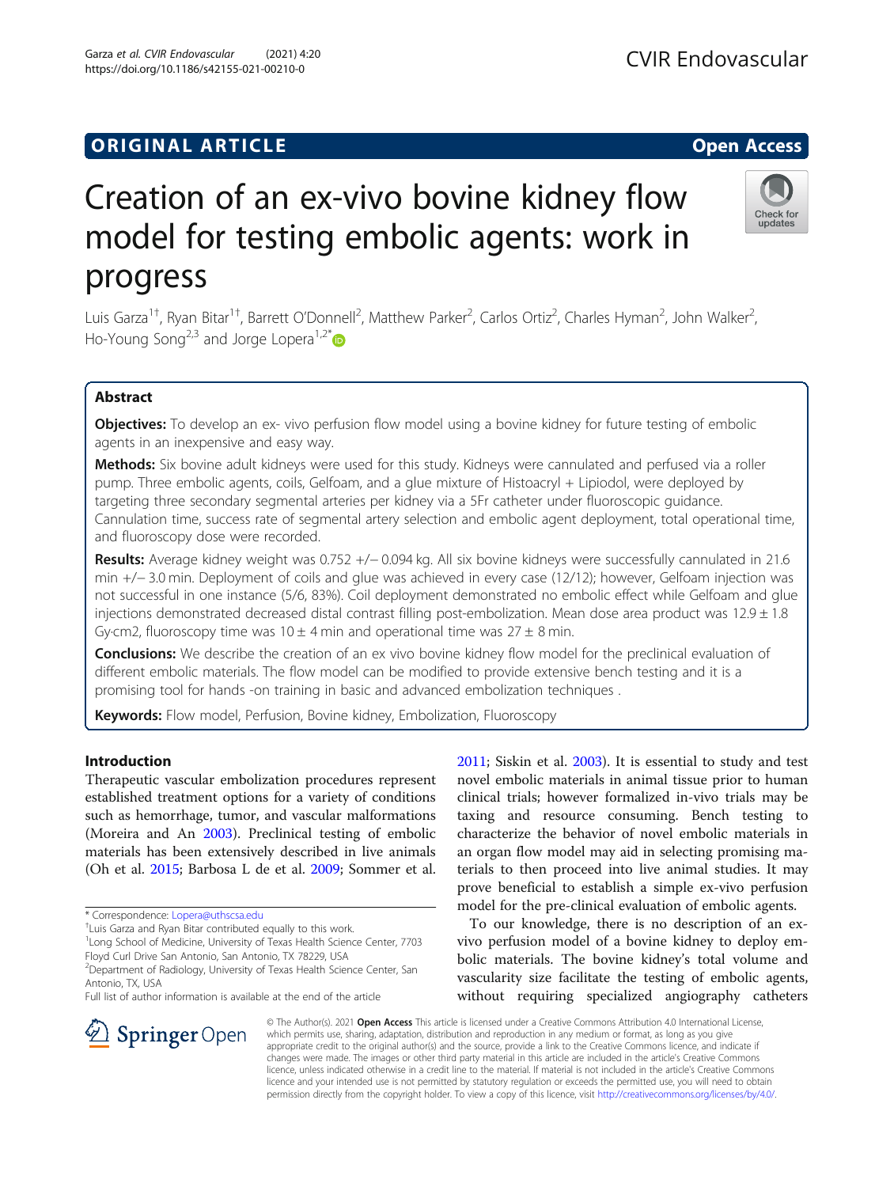ORIGINAL ARTICLE

Open Access

# Creation of an ex-vivo bovine kidney flow model for testing embolic agents: work in progress

Luis Garza[1†], Ryan Bitar[1†], Barrett O'Donnell[2], Matthew Parker[2], Carlos Ortiz[2], Charles Hyman[2], John Walker[2], Ho-Young Song[2,3] and Jorge Lopera[1,2*]

## Abstract

**Objectives:** To develop an ex- vivo perfusion flow model using a bovine kidney for future testing of embolic agents in an inexpensive and easy way.

**Methods:** Six bovine adult kidneys were used for this study. Kidneys were cannulated and perfused via a roller pump. Three embolic agents, coils, Gelfoam, and a glue mixture of Histoacryl + Lipiodol, were deployed by targeting three secondary segmental arteries per kidney via a 5Fr catheter under fluoroscopic guidance. Cannulation time, success rate of segmental artery selection and embolic agent deployment, total operational time, and fluoroscopy dose were recorded.

**Results:** Average kidney weight was 0.752 +/− 0.094 kg. All six bovine kidneys were successfully cannulated in 21.6 min +/− 3.0 min. Deployment of coils and glue was achieved in every case (12/12); however, Gelfoam injection was not successful in one instance (5/6, 83%). Coil deployment demonstrated no embolic effect while Gelfoam and glue injections demonstrated decreased distal contrast filling post-embolization. Mean dose area product was 12.9 ± 1.8 Gy·cm2, fluoroscopy time was 10 ± 4 min and operational time was 27 ± 8 min.

**Conclusions:** We describe the creation of an ex vivo bovine kidney flow model for the preclinical evaluation of different embolic materials. The flow model can be modified to provide extensive bench testing and it is a promising tool for hands -on training in basic and advanced embolization techniques .

**Keywords:** Flow model, Perfusion, Bovine kidney, Embolization, Fluoroscopy

## Introduction

Therapeutic vascular embolization procedures represent established treatment options for a variety of conditions such as hemorrhage, tumor, and vascular malformations (Moreira and An 2003). Preclinical testing of embolic materials has been extensively described in live animals (Oh et al. 2015; Barbosa L de et al. 2009; Sommer et al. 2011; Siskin et al. 2003). It is essential to study and test novel embolic materials in animal tissue prior to human clinical trials; however formalized in-vivo trials may be taxing and resource consuming. Bench testing to characterize the behavior of novel embolic materials in an organ flow model may aid in selecting promising materials to then proceed into live animal studies. It may prove beneficial to establish a simple ex-vivo perfusion model for the pre-clinical evaluation of embolic agents.

To our knowledge, there is no description of an ex-vivo perfusion model of a bovine kidney to deploy embolic materials. The bovine kidney's total volume and vascularity size facilitate the testing of embolic agents, without requiring specialized angiography catheters

\* Correspondence: Lopera@uthscsa.edu
† Luis Garza and Ryan Bitar contributed equally to this work.
[1] Long School of Medicine, University of Texas Health Science Center, 7703 Floyd Curl Drive San Antonio, San Antonio, TX 78229, USA
[2] Department of Radiology, University of Texas Health Science Center, San Antonio, TX, USA
Full list of author information is available at the end of the article

© The Author(s). 2021 **Open Access** This article is licensed under a Creative Commons Attribution 4.0 International License, which permits use, sharing, adaptation, distribution and reproduction in any medium or format, as long as you give appropriate credit to the original author(s) and the source, provide a link to the Creative Commons licence, and indicate if changes were made. The images or other third party material in this article are included in the article's Creative Commons licence, unless indicated otherwise in a credit line to the material. If material is not included in the article's Creative Commons licence and your intended use is not permitted by statutory regulation or exceeds the permitted use, you will need to obtain permission directly from the copyright holder. To view a copy of this licence, visit http://creativecommons.org/licenses/by/4.0/.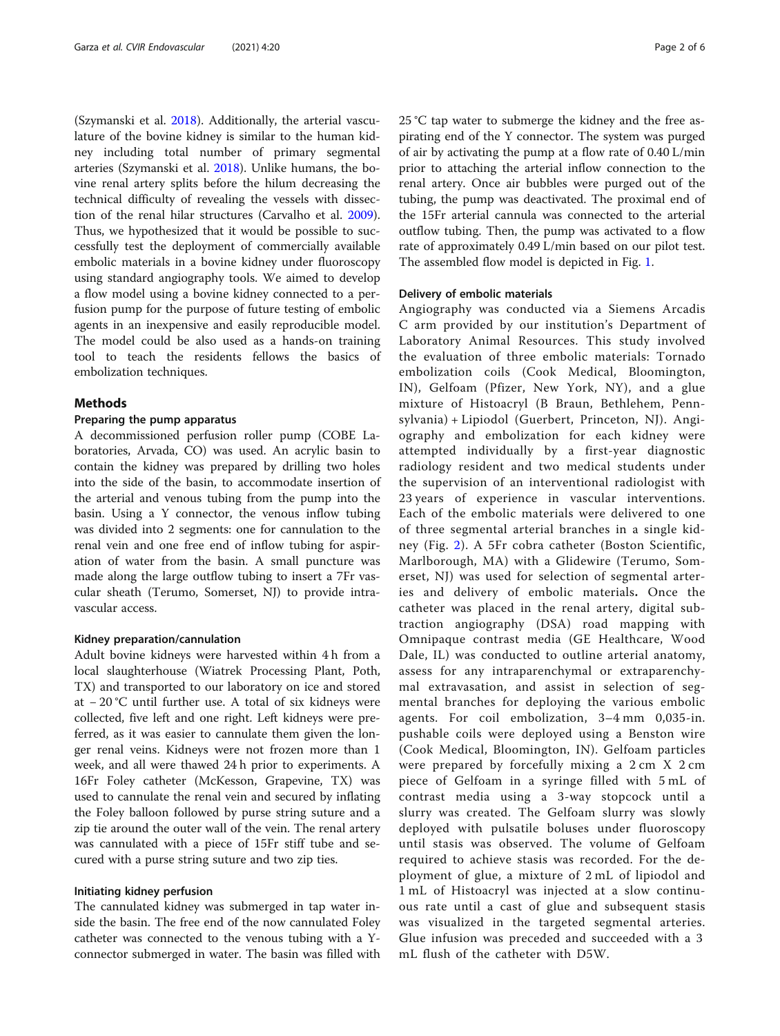(Szymanski et al. 2018). Additionally, the arterial vasculature of the bovine kidney is similar to the human kidney including total number of primary segmental arteries (Szymanski et al. 2018). Unlike humans, the bovine renal artery splits before the hilum decreasing the technical difficulty of revealing the vessels with dissection of the renal hilar structures (Carvalho et al. 2009). Thus, we hypothesized that it would be possible to successfully test the deployment of commercially available embolic materials in a bovine kidney under fluoroscopy using standard angiography tools. We aimed to develop a flow model using a bovine kidney connected to a perfusion pump for the purpose of future testing of embolic agents in an inexpensive and easily reproducible model. The model could be also used as a hands-on training tool to teach the residents fellows the basics of embolization techniques.

## Methods

### Preparing the pump apparatus

A decommissioned perfusion roller pump (COBE Laboratories, Arvada, CO) was used. An acrylic basin to contain the kidney was prepared by drilling two holes into the side of the basin, to accommodate insertion of the arterial and venous tubing from the pump into the basin. Using a Y connector, the venous inflow tubing was divided into 2 segments: one for cannulation to the renal vein and one free end of inflow tubing for aspiration of water from the basin. A small puncture was made along the large outflow tubing to insert a 7Fr vascular sheath (Terumo, Somerset, NJ) to provide intravascular access.

#### Kidney preparation/cannulation

Adult bovine kidneys were harvested within 4 h from a local slaughterhouse (Wiatrek Processing Plant, Poth, TX) and transported to our laboratory on ice and stored at − 20 °C until further use. A total of six kidneys were collected, five left and one right. Left kidneys were preferred, as it was easier to cannulate them given the longer renal veins. Kidneys were not frozen more than 1 week, and all were thawed 24 h prior to experiments. A 16Fr Foley catheter (McKesson, Grapevine, TX) was used to cannulate the renal vein and secured by inflating the Foley balloon followed by purse string suture and a zip tie around the outer wall of the vein. The renal artery was cannulated with a piece of 15Fr stiff tube and secured with a purse string suture and two zip ties.

#### Initiating kidney perfusion

The cannulated kidney was submerged in tap water inside the basin. The free end of the now cannulated Foley catheter was connected to the venous tubing with a Y-connector submerged in water. The basin was filled with 25 °C tap water to submerge the kidney and the free aspirating end of the Y connector. The system was purged of air by activating the pump at a flow rate of 0.40 L/min prior to attaching the arterial inflow connection to the renal artery. Once air bubbles were purged out of the tubing, the pump was deactivated. The proximal end of the 15Fr arterial cannula was connected to the arterial outflow tubing. Then, the pump was activated to a flow rate of approximately 0.49 L/min based on our pilot test. The assembled flow model is depicted in Fig. 1.

#### Delivery of embolic materials

Angiography was conducted via a Siemens Arcadis C arm provided by our institution's Department of Laboratory Animal Resources. This study involved the evaluation of three embolic materials: Tornado embolization coils (Cook Medical, Bloomington, IN), Gelfoam (Pfizer, New York, NY), and a glue mixture of Histoacryl (B Braun, Bethlehem, Pennsylvania) + Lipiodol (Guerbert, Princeton, NJ). Angiography and embolization for each kidney were attempted individually by a first-year diagnostic radiology resident and two medical students under the supervision of an interventional radiologist with 23 years of experience in vascular interventions. Each of the embolic materials were delivered to one of three segmental arterial branches in a single kidney (Fig. 2). A 5Fr cobra catheter (Boston Scientific, Marlborough, MA) with a Glidewire (Terumo, Somerset, NJ) was used for selection of segmental arteries and delivery of embolic materials**.** Once the catheter was placed in the renal artery, digital subtraction angiography (DSA) road mapping with Omnipaque contrast media (GE Healthcare, Wood Dale, IL) was conducted to outline arterial anatomy, assess for any intraparenchymal or extraparenchymal extravasation, and assist in selection of segmental branches for deploying the various embolic agents. For coil embolization, 3–4 mm 0,035-in. pushable coils were deployed using a Benston wire (Cook Medical, Bloomington, IN). Gelfoam particles were prepared by forcefully mixing a 2 cm X 2 cm piece of Gelfoam in a syringe filled with 5 mL of contrast media using a 3-way stopcock until a slurry was created. The Gelfoam slurry was slowly deployed with pulsatile boluses under fluoroscopy until stasis was observed. The volume of Gelfoam required to achieve stasis was recorded. For the deployment of glue, a mixture of 2 mL of lipiodol and 1 mL of Histoacryl was injected at a slow continuous rate until a cast of glue and subsequent stasis was visualized in the targeted segmental arteries. Glue infusion was preceded and succeeded with a 3 mL flush of the catheter with D5W.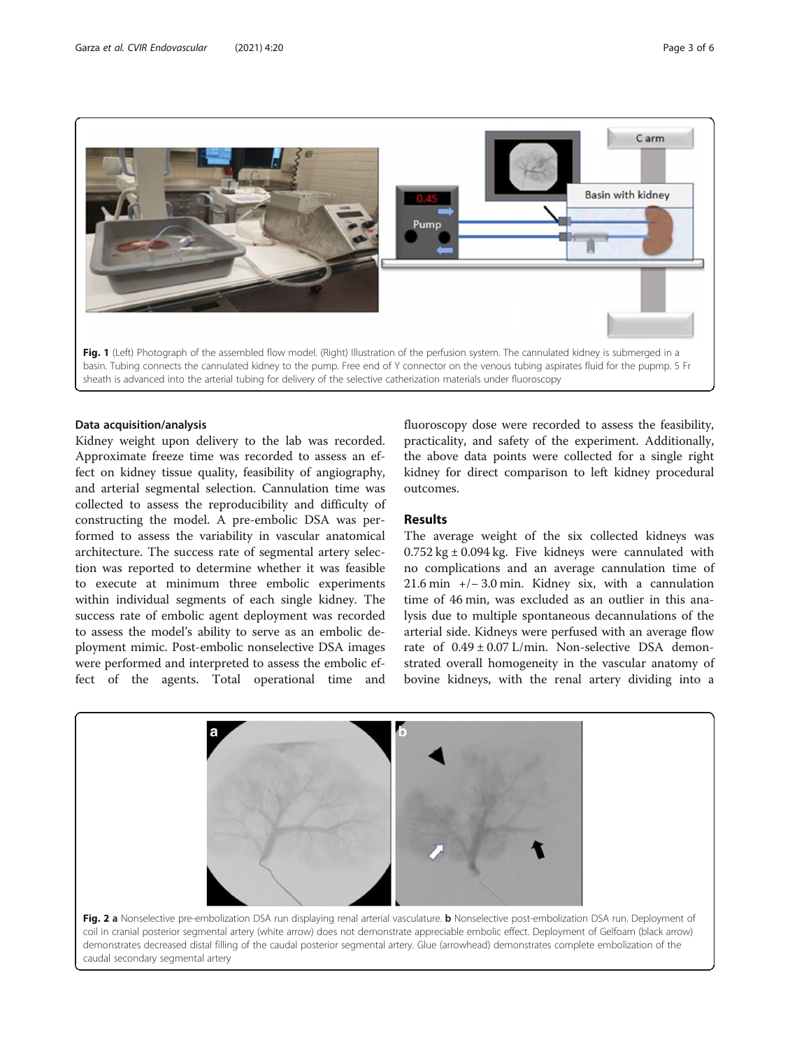Fig. 1 (Left) Photograph of the assembled flow model. (Right) Illustration of the perfusion system. The cannulated kidney is submerged in a basin. Tubing connects the cannulated kidney to the pump. Free end of Y connector on the venous tubing aspirates fluid for the pupmp. 5 Fr sheath is advanced into the arterial tubing for delivery of the selective catherization materials under fluoroscopy

### Data acquisition/analysis

Kidney weight upon delivery to the lab was recorded. Approximate freeze time was recorded to assess an effect on kidney tissue quality, feasibility of angiography, and arterial segmental selection. Cannulation time was collected to assess the reproducibility and difficulty of constructing the model. A pre-embolic DSA was performed to assess the variability in vascular anatomical architecture. The success rate of segmental artery selection was reported to determine whether it was feasible to execute at minimum three embolic experiments within individual segments of each single kidney. The success rate of embolic agent deployment was recorded to assess the model's ability to serve as an embolic deployment mimic. Post-embolic nonselective DSA images were performed and interpreted to assess the embolic effect of the agents. Total operational time and fluoroscopy dose were recorded to assess the feasibility, practicality, and safety of the experiment. Additionally, the above data points were collected for a single right kidney for direct comparison to left kidney procedural outcomes.

## Results

The average weight of the six collected kidneys was 0.752 kg ± 0.094 kg. Five kidneys were cannulated with no complications and an average cannulation time of 21.6 min +/− 3.0 min. Kidney six, with a cannulation time of 46 min, was excluded as an outlier in this analysis due to multiple spontaneous decannulations of the arterial side. Kidneys were perfused with an average flow rate of 0.49 ± 0.07 L/min. Non-selective DSA demonstrated overall homogeneity in the vascular anatomy of bovine kidneys, with the renal artery dividing into a

Fig. 2 a Nonselective pre-embolization DSA run displaying renal arterial vasculature. b Nonselective post-embolization DSA run. Deployment of coil in cranial posterior segmental artery (white arrow) does not demonstrate appreciable embolic effect. Deployment of Gelfoam (black arrow) demonstrates decreased distal filling of the caudal posterior segmental artery. Glue (arrowhead) demonstrates complete embolization of the caudal secondary segmental artery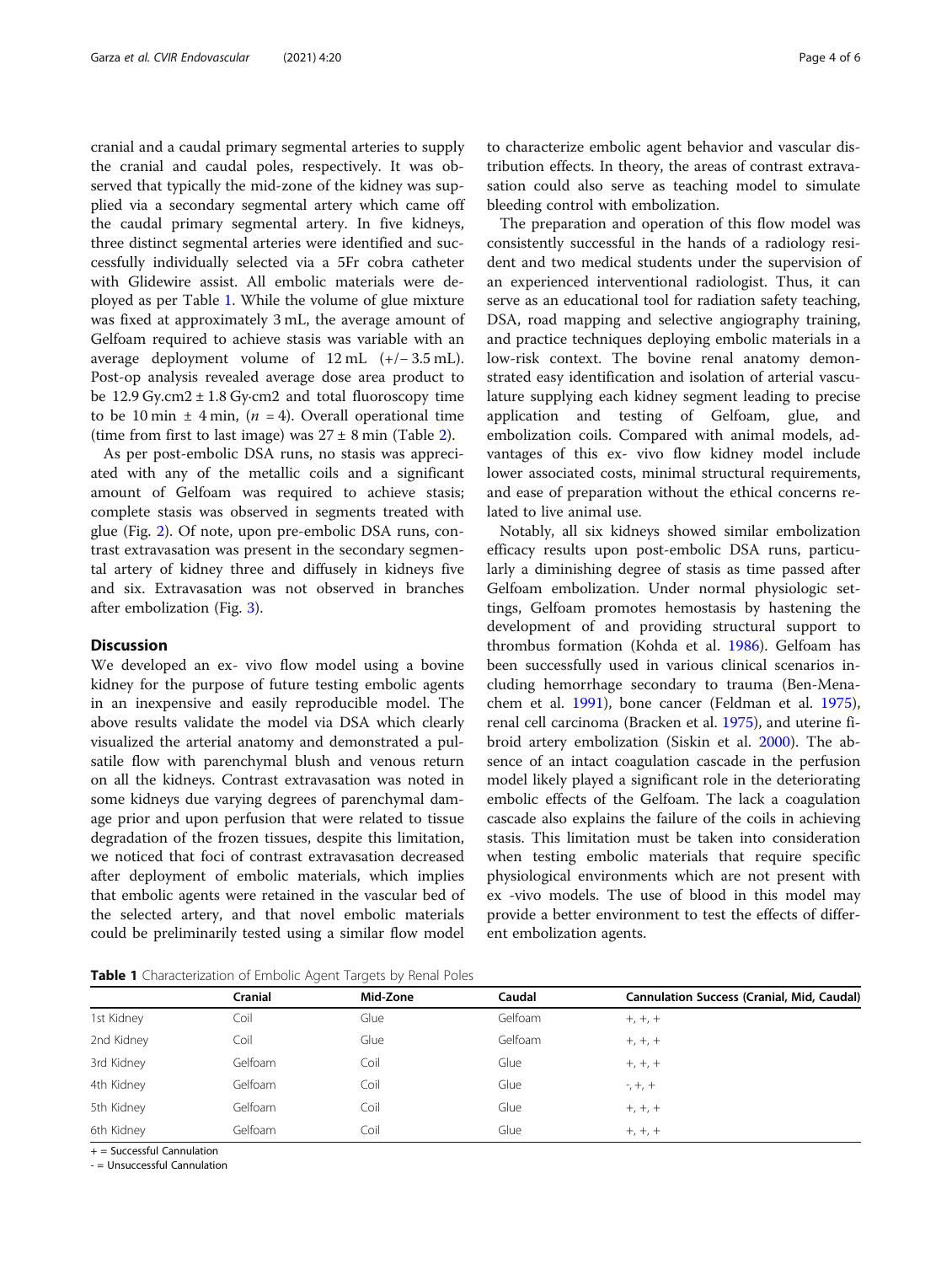cranial and a caudal primary segmental arteries to supply the cranial and caudal poles, respectively. It was observed that typically the mid-zone of the kidney was supplied via a secondary segmental artery which came off the caudal primary segmental artery. In five kidneys, three distinct segmental arteries were identified and successfully individually selected via a 5Fr cobra catheter with Glidewire assist. All embolic materials were deployed as per Table 1. While the volume of glue mixture was fixed at approximately 3 mL, the average amount of Gelfoam required to achieve stasis was variable with an average deployment volume of 12 mL (+/− 3.5 mL). Post-op analysis revealed average dose area product to be 12.9 Gy.cm2 ± 1.8 Gy·cm2 and total fluoroscopy time to be 10 min ± 4 min, ($n$ = 4). Overall operational time (time from first to last image) was 27 ± 8 min (Table 2).

As per post-embolic DSA runs, no stasis was appreciated with any of the metallic coils and a significant amount of Gelfoam was required to achieve stasis; complete stasis was observed in segments treated with glue (Fig. 2). Of note, upon pre-embolic DSA runs, contrast extravasation was present in the secondary segmental artery of kidney three and diffusely in kidneys five and six. Extravasation was not observed in branches after embolization (Fig. 3).

## Discussion

We developed an ex- vivo flow model using a bovine kidney for the purpose of future testing embolic agents in an inexpensive and easily reproducible model. The above results validate the model via DSA which clearly visualized the arterial anatomy and demonstrated a pulsatile flow with parenchymal blush and venous return on all the kidneys. Contrast extravasation was noted in some kidneys due varying degrees of parenchymal damage prior and upon perfusion that were related to tissue degradation of the frozen tissues, despite this limitation, we noticed that foci of contrast extravasation decreased after deployment of embolic materials, which implies that embolic agents were retained in the vascular bed of the selected artery, and that novel embolic materials could be preliminarily tested using a similar flow model to characterize embolic agent behavior and vascular distribution effects. In theory, the areas of contrast extravasation could also serve as teaching model to simulate bleeding control with embolization.

The preparation and operation of this flow model was consistently successful in the hands of a radiology resident and two medical students under the supervision of an experienced interventional radiologist. Thus, it can serve as an educational tool for radiation safety teaching, DSA, road mapping and selective angiography training, and practice techniques deploying embolic materials in a low-risk context. The bovine renal anatomy demonstrated easy identification and isolation of arterial vasculature supplying each kidney segment leading to precise application and testing of Gelfoam, glue, and embolization coils. Compared with animal models, advantages of this ex- vivo flow kidney model include lower associated costs, minimal structural requirements, and ease of preparation without the ethical concerns related to live animal use.

Notably, all six kidneys showed similar embolization efficacy results upon post-embolic DSA runs, particularly a diminishing degree of stasis as time passed after Gelfoam embolization. Under normal physiologic settings, Gelfoam promotes hemostasis by hastening the development of and providing structural support to thrombus formation (Kohda et al. 1986). Gelfoam has been successfully used in various clinical scenarios including hemorrhage secondary to trauma (Ben-Menachem et al. 1991), bone cancer (Feldman et al. 1975), renal cell carcinoma (Bracken et al. 1975), and uterine fibroid artery embolization (Siskin et al. 2000). The absence of an intact coagulation cascade in the perfusion model likely played a significant role in the deteriorating embolic effects of the Gelfoam. The lack a coagulation cascade also explains the failure of the coils in achieving stasis. This limitation must be taken into consideration when testing embolic materials that require specific physiological environments which are not present with ex -vivo models. The use of blood in this model may provide a better environment to test the effects of different embolization agents.

**Table 1** Characterization of Embolic Agent Targets by Renal Poles

| | Cranial | Mid-Zone | Caudal | Cannulation Success (Cranial, Mid, Caudal) |
|---|---|---|---|---|
| 1st Kidney | Coil | Glue | Gelfoam | +, +, + |
| 2nd Kidney | Coil | Glue | Gelfoam | +, +, + |
| 3rd Kidney | Gelfoam | Coil | Glue | +, +, + |
| 4th Kidney | Gelfoam | Coil | Glue | -, +, + |
| 5th Kidney | Gelfoam | Coil | Glue | +, +, + |
| 6th Kidney | Gelfoam | Coil | Glue | +, +, + |

+ = Successful Cannulation

- = Unsuccessful Cannulation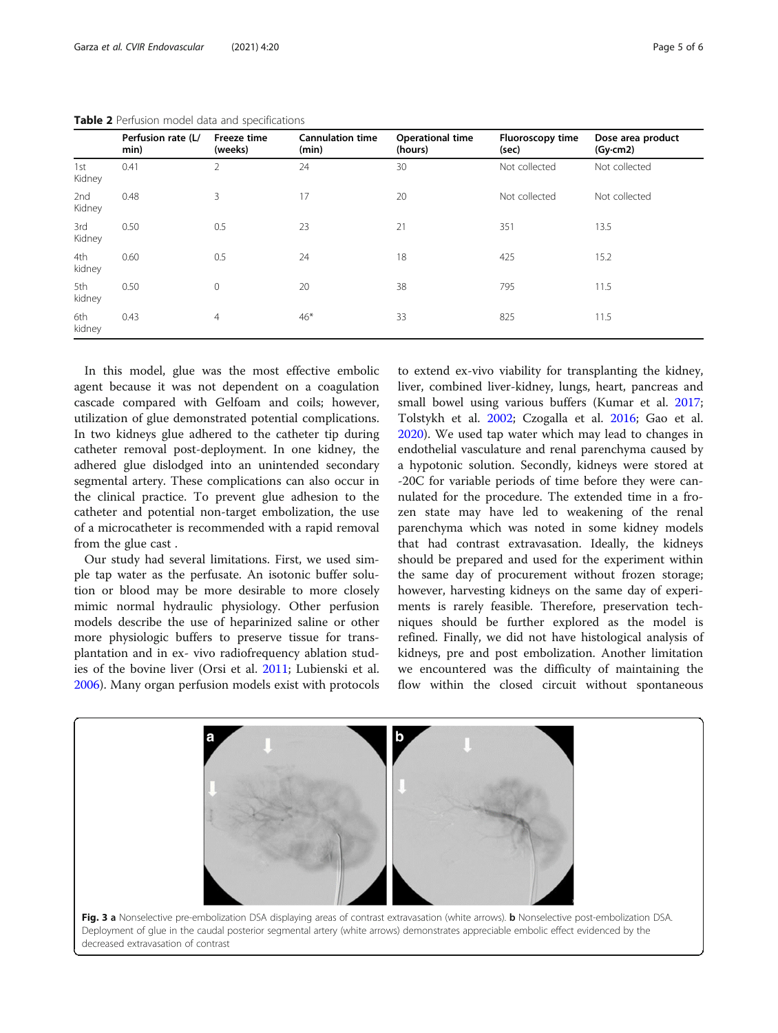**Table 2** Perfusion model data and specifications

| | Perfusion rate (L/min) | Freeze time (weeks) | Cannulation time (min) | Operational time (hours) | Fluoroscopy time (sec) | Dose area product (Gy·cm2) |
|---|---|---|---|---|---|---|
| 1st Kidney | 0.41 | 2 | 24 | 30 | Not collected | Not collected |
| 2nd Kidney | 0.48 | 3 | 17 | 20 | Not collected | Not collected |
| 3rd Kidney | 0.50 | 0.5 | 23 | 21 | 351 | 13.5 |
| 4th kidney | 0.60 | 0.5 | 24 | 18 | 425 | 15.2 |
| 5th kidney | 0.50 | 0 | 20 | 38 | 795 | 11.5 |
| 6th kidney | 0.43 | 4 | 46* | 33 | 825 | 11.5 |

In this model, glue was the most effective embolic agent because it was not dependent on a coagulation cascade compared with Gelfoam and coils; however, utilization of glue demonstrated potential complications. In two kidneys glue adhered to the catheter tip during catheter removal post-deployment. In one kidney, the adhered glue dislodged into an unintended secondary segmental artery. These complications can also occur in the clinical practice. To prevent glue adhesion to the catheter and potential non-target embolization, the use of a microcatheter is recommended with a rapid removal from the glue cast .

Our study had several limitations. First, we used simple tap water as the perfusate. An isotonic buffer solution or blood may be more desirable to more closely mimic normal hydraulic physiology. Other perfusion models describe the use of heparinized saline or other more physiologic buffers to preserve tissue for transplantation and in ex- vivo radiofrequency ablation studies of the bovine liver (Orsi et al. 2011; Lubienski et al. 2006). Many organ perfusion models exist with protocols to extend ex-vivo viability for transplanting the kidney, liver, combined liver-kidney, lungs, heart, pancreas and small bowel using various buffers (Kumar et al. 2017; Tolstykh et al. 2002; Czogalla et al. 2016; Gao et al. 2020). We used tap water which may lead to changes in endothelial vasculature and renal parenchyma caused by a hypotonic solution. Secondly, kidneys were stored at -20C for variable periods of time before they were cannulated for the procedure. The extended time in a frozen state may have led to weakening of the renal parenchyma which was noted in some kidney models that had contrast extravasation. Ideally, the kidneys should be prepared and used for the experiment within the same day of procurement without frozen storage; however, harvesting kidneys on the same day of experiments is rarely feasible. Therefore, preservation techniques should be further explored as the model is refined. Finally, we did not have histological analysis of kidneys, pre and post embolization. Another limitation we encountered was the difficulty of maintaining the flow within the closed circuit without spontaneous

**Fig. 3** **a** Nonselective pre-embolization DSA displaying areas of contrast extravasation (white arrows). **b** Nonselective post-embolization DSA. Deployment of glue in the caudal posterior segmental artery (white arrows) demonstrates appreciable embolic effect evidenced by the decreased extravasation of contrast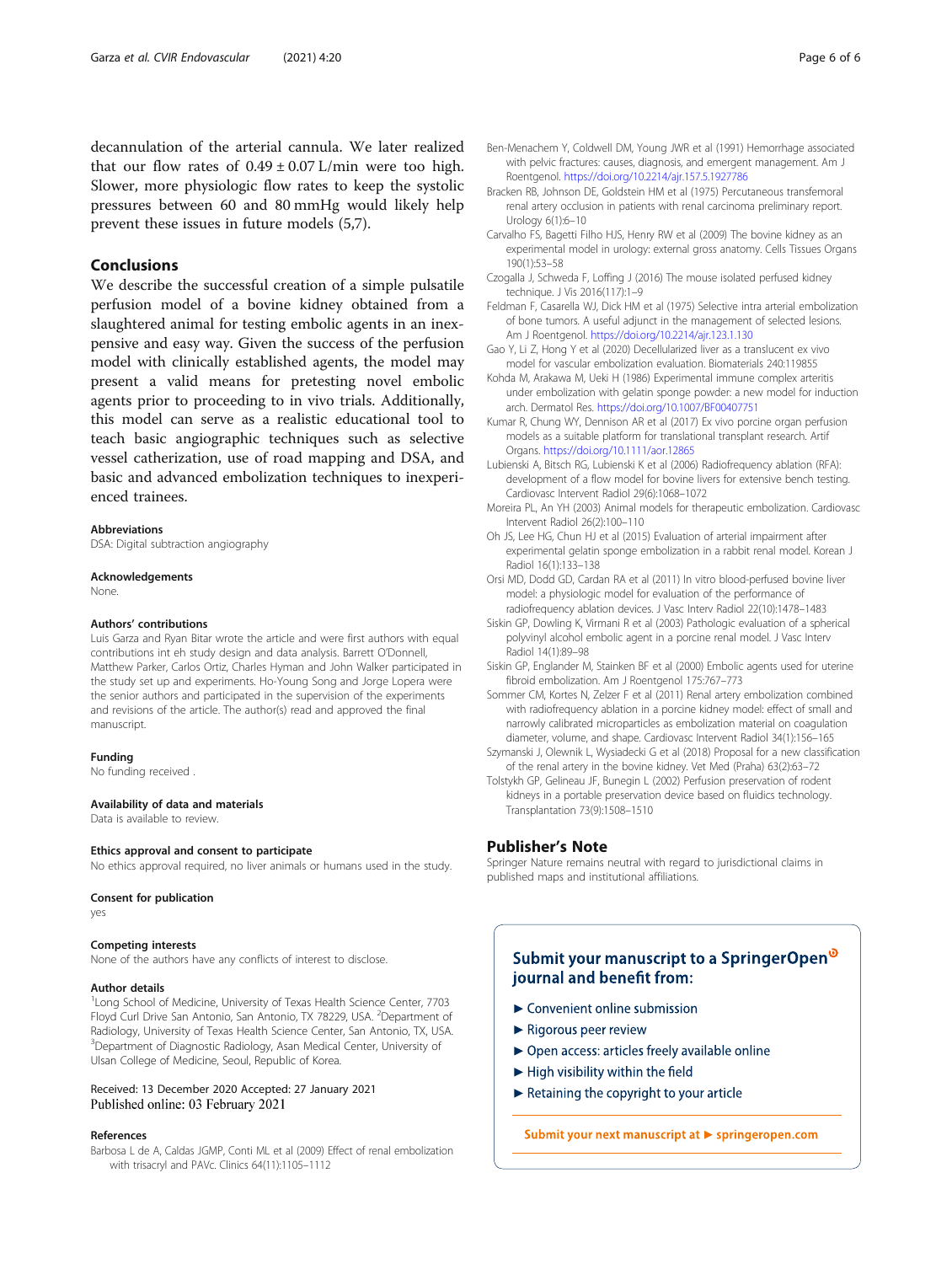decannulation of the arterial cannula. We later realized that our flow rates of $0.49 \pm 0.07$ L/min were too high. Slower, more physiologic flow rates to keep the systolic pressures between 60 and 80 mmHg would likely help prevent these issues in future models (5,7).

## Conclusions

We describe the successful creation of a simple pulsatile perfusion model of a bovine kidney obtained from a slaughtered animal for testing embolic agents in an inexpensive and easy way. Given the success of the perfusion model with clinically established agents, the model may present a valid means for pretesting novel embolic agents prior to proceeding to in vivo trials. Additionally, this model can serve as a realistic educational tool to teach basic angiographic techniques such as selective vessel catherization, use of road mapping and DSA, and basic and advanced embolization techniques to inexperienced trainees.

### Abbreviations

DSA: Digital subtraction angiography

### Acknowledgements

None.

### Authors' contributions

Luis Garza and Ryan Bitar wrote the article and were first authors with equal contributions int eh study design and data analysis. Barrett O'Donnell, Matthew Parker, Carlos Ortiz, Charles Hyman and John Walker participated in the study set up and experiments. Ho-Young Song and Jorge Lopera were the senior authors and participated in the supervision of the experiments and revisions of the article. The author(s) read and approved the final manuscript.

### Funding

No funding received .

### Availability of data and materials

Data is available to review.

### Ethics approval and consent to participate

No ethics approval required, no liver animals or humans used in the study.

### Consent for publication

yes

### Competing interests

None of the authors have any conflicts of interest to disclose.

### Author details

[1]Long School of Medicine, University of Texas Health Science Center, 7703 Floyd Curl Drive San Antonio, San Antonio, TX 78229, USA. [2]Department of Radiology, University of Texas Health Science Center, San Antonio, TX, USA. [3]Department of Diagnostic Radiology, Asan Medical Center, University of Ulsan College of Medicine, Seoul, Republic of Korea.

Received: 13 December 2020 Accepted: 27 January 2021
Published online: 03 February 2021

### References

Barbosa L de A, Caldas JGMP, Conti ML et al (2009) Effect of renal embolization with trisacryl and PAVc. Clinics 64(11):1105–1112

Ben-Menachem Y, Coldwell DM, Young JWR et al (1991) Hemorrhage associated with pelvic fractures: causes, diagnosis, and emergent management. Am J Roentgenol. https://doi.org/10.2214/ajr.157.5.1927786

Bracken RB, Johnson DE, Goldstein HM et al (1975) Percutaneous transfemoral renal artery occlusion in patients with renal carcinoma preliminary report. Urology 6(1):6–10

Carvalho FS, Bagetti Filho HJS, Henry RW et al (2009) The bovine kidney as an experimental model in urology: external gross anatomy. Cells Tissues Organs 190(1):53–58

Czogalla J, Schweda F, Loffing J (2016) The mouse isolated perfused kidney technique. J Vis 2016(117):1–9

Feldman F, Casarella WJ, Dick HM et al (1975) Selective intra arterial embolization of bone tumors. A useful adjunct in the management of selected lesions. Am J Roentgenol. https://doi.org/10.2214/ajr.123.1.130

Gao Y, Li Z, Hong Y et al (2020) Decellularized liver as a translucent ex vivo model for vascular embolization evaluation. Biomaterials 240:119855

Kohda M, Arakawa M, Ueki H (1986) Experimental immune complex arteritis under embolization with gelatin sponge powder: a new model for induction arch. Dermatol Res. https://doi.org/10.1007/BF00407751

Kumar R, Chung WY, Dennison AR et al (2017) Ex vivo porcine organ perfusion models as a suitable platform for translational transplant research. Artif Organs. https://doi.org/10.1111/aor.12865

Lubienski A, Bitsch RG, Lubienski K et al (2006) Radiofrequency ablation (RFA): development of a flow model for bovine livers for extensive bench testing. Cardiovasc Intervent Radiol 29(6):1068–1072

Moreira PL, An YH (2003) Animal models for therapeutic embolization. Cardiovasc Intervent Radiol 26(2):100–110

Oh JS, Lee HG, Chun HJ et al (2015) Evaluation of arterial impairment after experimental gelatin sponge embolization in a rabbit renal model. Korean J Radiol 16(1):133–138

Orsi MD, Dodd GD, Cardan RA et al (2011) In vitro blood-perfused bovine liver model: a physiologic model for evaluation of the performance of radiofrequency ablation devices. J Vasc Interv Radiol 22(10):1478–1483

Siskin GP, Dowling K, Virmani R et al (2003) Pathologic evaluation of a spherical polyvinyl alcohol embolic agent in a porcine renal model. J Vasc Interv Radiol 14(1):89–98

Siskin GP, Englander M, Stainken BF et al (2000) Embolic agents used for uterine fibroid embolization. Am J Roentgenol 175:767–773

Sommer CM, Kortes N, Zelzer F et al (2011) Renal artery embolization combined with radiofrequency ablation in a porcine kidney model: effect of small and narrowly calibrated microparticles as embolization material on coagulation diameter, volume, and shape. Cardiovasc Intervent Radiol 34(1):156–165

Szymanski J, Olewnik L, Wysiadecki G et al (2018) Proposal for a new classification of the renal artery in the bovine kidney. Vet Med (Praha) 63(2):63–72

Tolstykh GP, Gelineau JF, Bunegin L (2002) Perfusion preservation of rodent kidneys in a portable preservation device based on fluidics technology. Transplantation 73(9):1508–1510

## Publisher's Note

Springer Nature remains neutral with regard to jurisdictional claims in published maps and institutional affiliations.

**Submit your manuscript to a SpringerOpen journal and benefit from:**

- Convenient online submission
- Rigorous peer review
- Open access: articles freely available online
- High visibility within the field
- Retaining the copyright to your article

Submit your next manuscript at ► springeropen.com